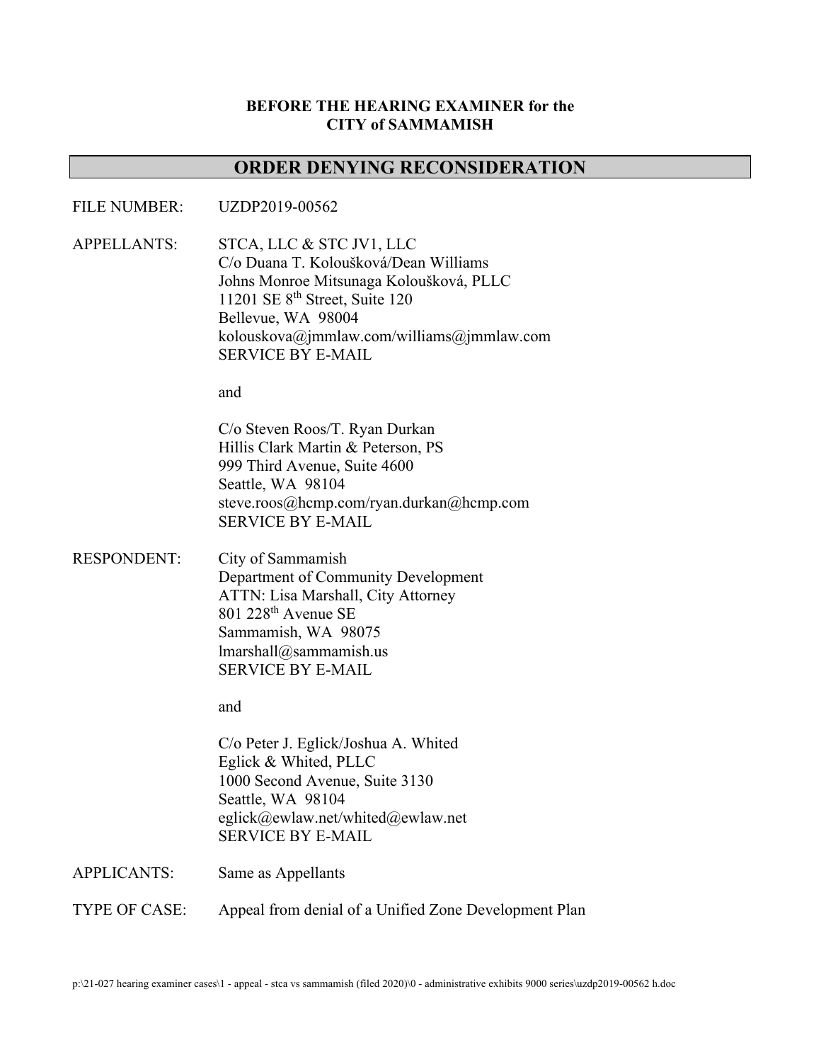**BEFORE THE HEARING EXAMINER for the**
**CITY of SAMMAMISH**

# ORDER DENYING RECONSIDERATION

FILE NUMBER: UZDP2019-00562

APPELLANTS: STCA, LLC & STC JV1, LLC
C/o Duana T. Koloušková/Dean Williams
Johns Monroe Mitsunaga Koloušková, PLLC
11201 SE 8th Street, Suite 120
Bellevue, WA 98004
kolouskova@jmmlaw.com/williams@jmmlaw.com
SERVICE BY E-MAIL

and

C/o Steven Roos/T. Ryan Durkan
Hillis Clark Martin & Peterson, PS
999 Third Avenue, Suite 4600
Seattle, WA 98104
steve.roos@hcmp.com/ryan.durkan@hcmp.com
SERVICE BY E-MAIL

RESPONDENT: City of Sammamish
Department of Community Development
ATTN: Lisa Marshall, City Attorney
801 228th Avenue SE
Sammamish, WA 98075
lmarshall@sammamish.us
SERVICE BY E-MAIL

and

C/o Peter J. Eglick/Joshua A. Whited
Eglick & Whited, PLLC
1000 Second Avenue, Suite 3130
Seattle, WA 98104
eglick@ewlaw.net/whited@ewlaw.net
SERVICE BY E-MAIL

APPLICANTS: Same as Appellants

TYPE OF CASE: Appeal from denial of a Unified Zone Development Plan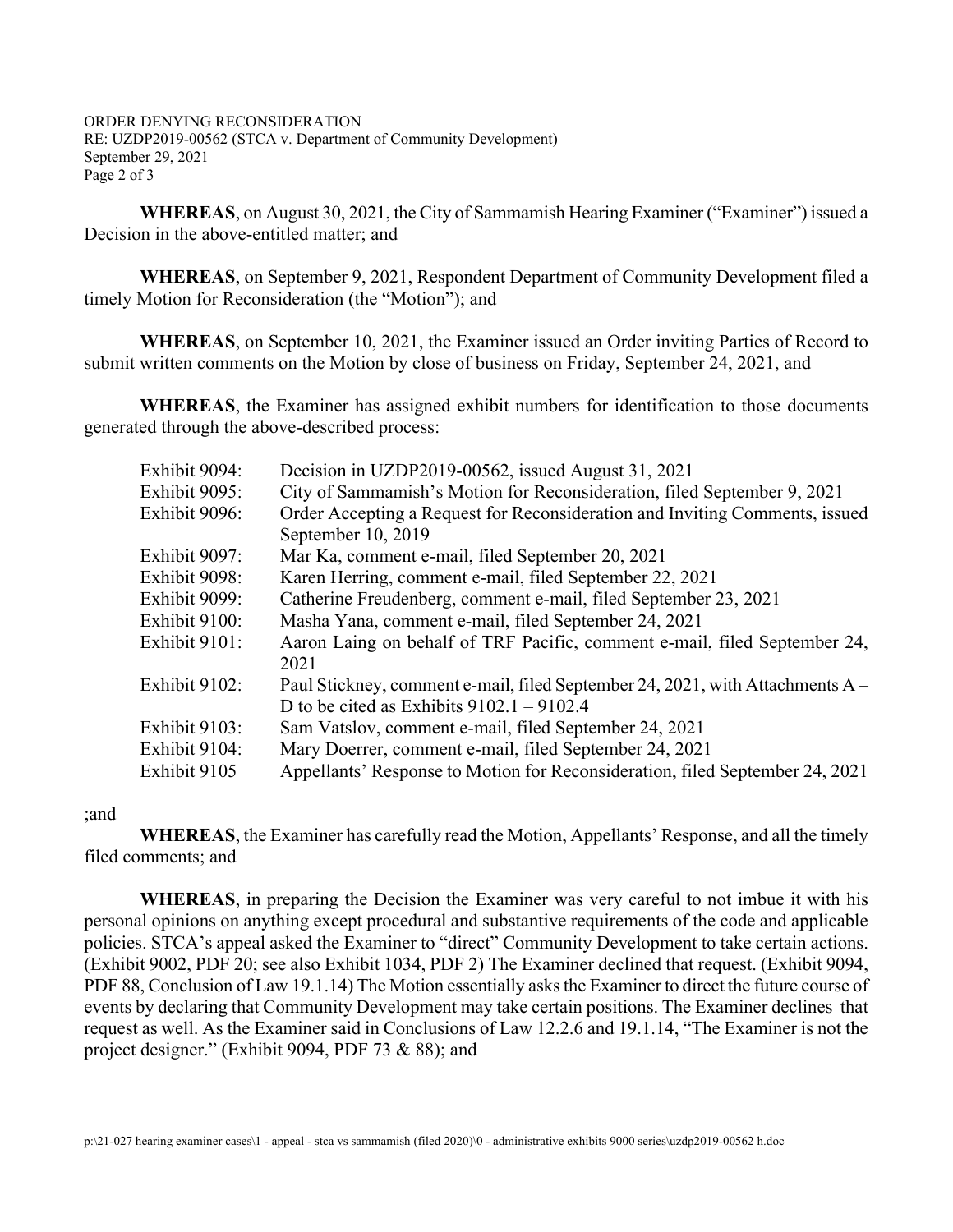**WHEREAS**, on August 30, 2021, the City of Sammamish Hearing Examiner ("Examiner") issued a Decision in the above-entitled matter; and

**WHEREAS**, on September 9, 2021, Respondent Department of Community Development filed a timely Motion for Reconsideration (the "Motion"); and

**WHEREAS**, on September 10, 2021, the Examiner issued an Order inviting Parties of Record to submit written comments on the Motion by close of business on Friday, September 24, 2021, and

**WHEREAS**, the Examiner has assigned exhibit numbers for identification to those documents generated through the above-described process:

| | |
|---|---|
| Exhibit 9094: | Decision in UZDP2019-00562, issued August 31, 2021 |
| Exhibit 9095: | City of Sammamish's Motion for Reconsideration, filed September 9, 2021 |
| Exhibit 9096: | Order Accepting a Request for Reconsideration and Inviting Comments, issued September 10, 2019 |
| Exhibit 9097: | Mar Ka, comment e-mail, filed September 20, 2021 |
| Exhibit 9098: | Karen Herring, comment e-mail, filed September 22, 2021 |
| Exhibit 9099: | Catherine Freudenberg, comment e-mail, filed September 23, 2021 |
| Exhibit 9100: | Masha Yana, comment e-mail, filed September 24, 2021 |
| Exhibit 9101: | Aaron Laing on behalf of TRF Pacific, comment e-mail, filed September 24, 2021 |
| Exhibit 9102: | Paul Stickney, comment e-mail, filed September 24, 2021, with Attachments A – D to be cited as Exhibits 9102.1 – 9102.4 |
| Exhibit 9103: | Sam Vatslov, comment e-mail, filed September 24, 2021 |
| Exhibit 9104: | Mary Doerrer, comment e-mail, filed September 24, 2021 |
| Exhibit 9105 | Appellants' Response to Motion for Reconsideration, filed September 24, 2021 |

;and

**WHEREAS**, the Examiner has carefully read the Motion, Appellants' Response, and all the timely filed comments; and

**WHEREAS**, in preparing the Decision the Examiner was very careful to not imbue it with his personal opinions on anything except procedural and substantive requirements of the code and applicable policies. STCA's appeal asked the Examiner to "direct" Community Development to take certain actions. (Exhibit 9002, PDF 20; see also Exhibit 1034, PDF 2) The Examiner declined that request. (Exhibit 9094, PDF 88, Conclusion of Law 19.1.14) The Motion essentially asks the Examiner to direct the future course of events by declaring that Community Development may take certain positions. The Examiner declines that request as well. As the Examiner said in Conclusions of Law 12.2.6 and 19.1.14, "The Examiner is not the project designer." (Exhibit 9094, PDF 73 & 88); and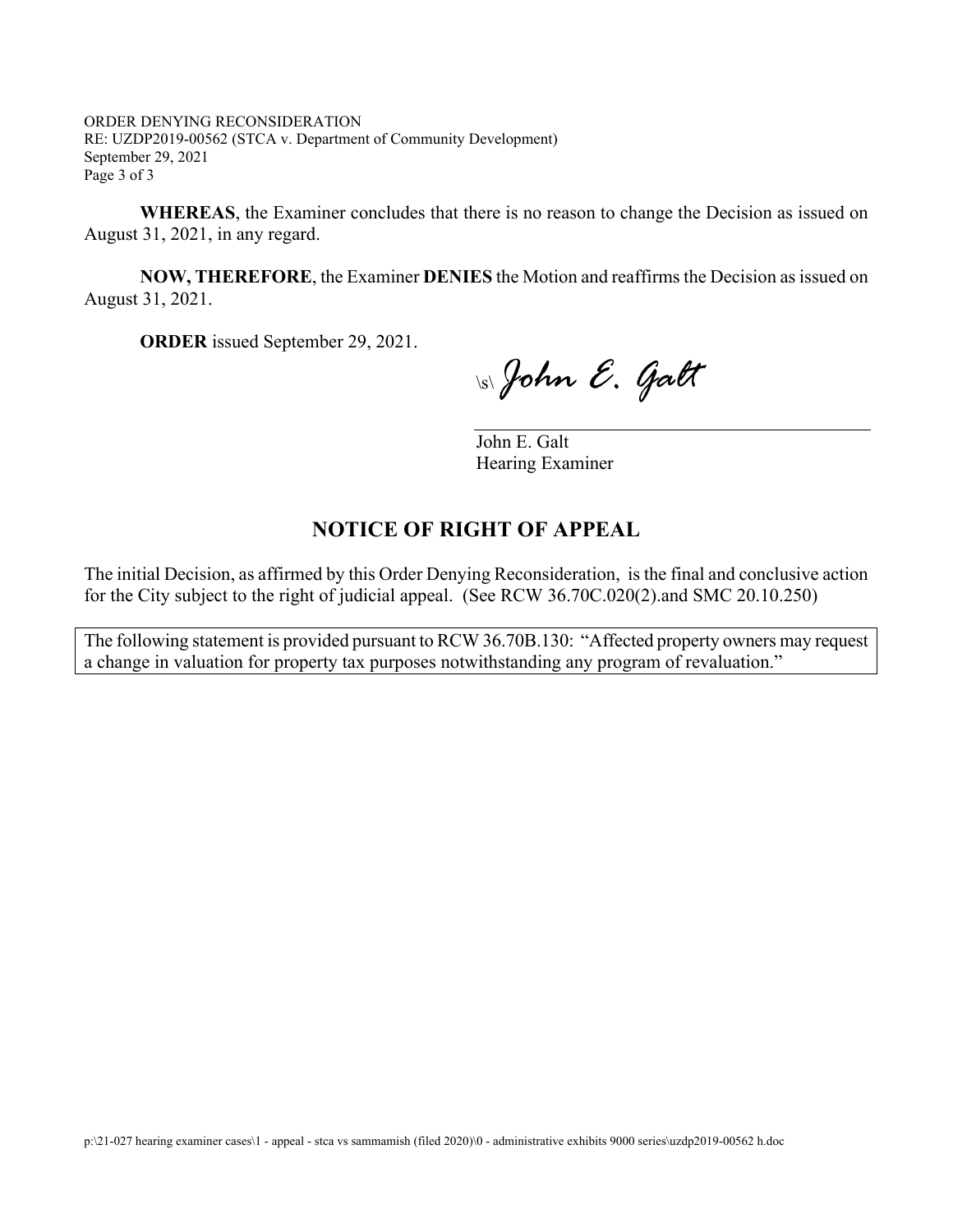**WHEREAS**, the Examiner concludes that there is no reason to change the Decision as issued on August 31, 2021, in any regard.

**NOW, THEREFORE**, the Examiner **DENIES** the Motion and reaffirms the Decision as issued on August 31, 2021.

**ORDER** issued September 29, 2021.

\s\ *John E. Galt*

John E. Galt
Hearing Examiner

## NOTICE OF RIGHT OF APPEAL

The initial Decision, as affirmed by this Order Denying Reconsideration, is the final and conclusive action for the City subject to the right of judicial appeal. (See RCW 36.70C.020(2).and SMC 20.10.250)

The following statement is provided pursuant to RCW 36.70B.130: "Affected property owners may request a change in valuation for property tax purposes notwithstanding any program of revaluation."